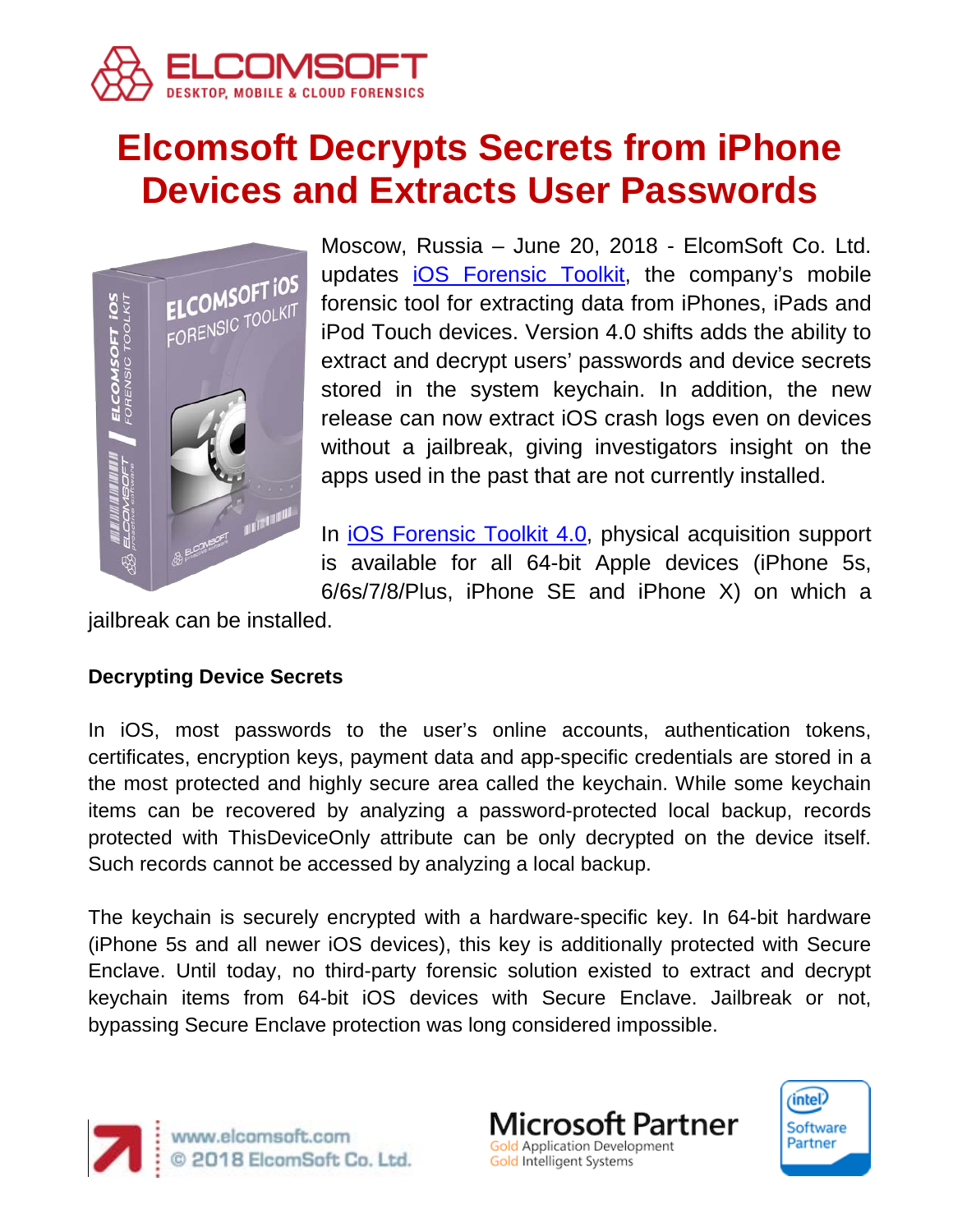# Elcomsoft Decrypts Secrets from iPhone Devices and Extracts User Passwords

Moscow, Russia – June 20, 2018 - ElcomSoft Co. Ltd. updates [iOS Forensic Toolkit](), the company's mobile forensic tool for extracting data from iPhones, iPads and iPod Touch devices. Version 4.0 shifts adds the ability to extract and decrypt users' passwords and device secrets stored in the system keychain. In addition, the new release can now extract iOS crash logs even on devices without a jailbreak, giving investigators insight on the apps used in the past that are not currently installed.

In [iOS Forensic Toolkit 4.0](), physical acquisition support is available for all 64-bit Apple devices (iPhone 5s, 6/6s/7/8/Plus, iPhone SE and iPhone X) on which a jailbreak can be installed.

**Decrypting Device Secrets**

In iOS, most passwords to the user's online accounts, authentication tokens, certificates, encryption keys, payment data and app-specific credentials are stored in a the most protected and highly secure area called the keychain. While some keychain items can be recovered by analyzing a password-protected local backup, records protected with ThisDeviceOnly attribute can be only decrypted on the device itself. Such records cannot be accessed by analyzing a local backup.

The keychain is securely encrypted with a hardware-specific key. In 64-bit hardware (iPhone 5s and all newer iOS devices), this key is additionally protected with Secure Enclave. Until today, no third-party forensic solution existed to extract and decrypt keychain items from 64-bit iOS devices with Secure Enclave. Jailbreak or not, bypassing Secure Enclave protection was long considered impossible.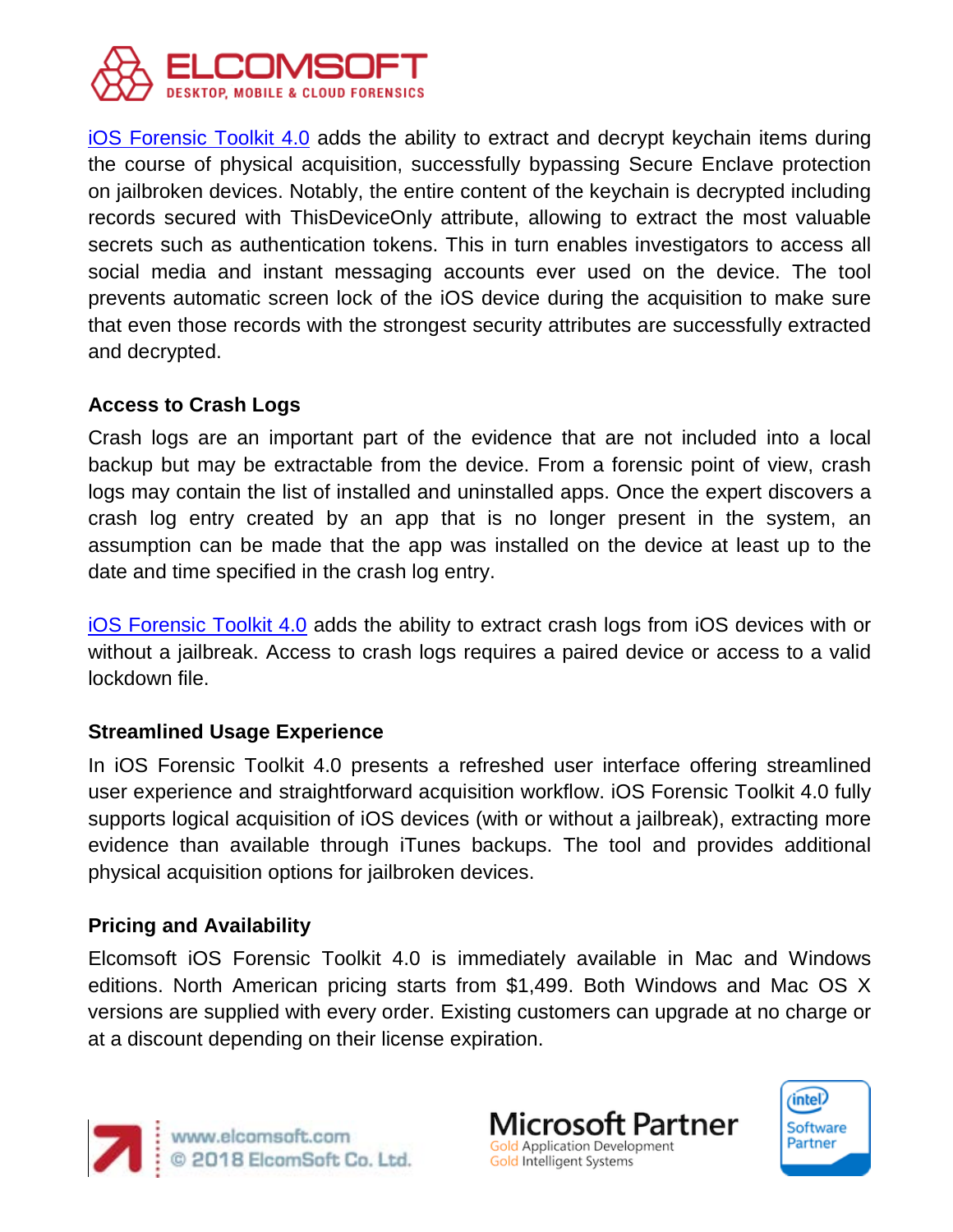[iOS Forensic Toolkit 4.0] adds the ability to extract and decrypt keychain items during the course of physical acquisition, successfully bypassing Secure Enclave protection on jailbroken devices. Notably, the entire content of the keychain is decrypted including records secured with ThisDeviceOnly attribute, allowing to extract the most valuable secrets such as authentication tokens. This in turn enables investigators to access all social media and instant messaging accounts ever used on the device. The tool prevents automatic screen lock of the iOS device during the acquisition to make sure that even those records with the strongest security attributes are successfully extracted and decrypted.

### Access to Crash Logs

Crash logs are an important part of the evidence that are not included into a local backup but may be extractable from the device. From a forensic point of view, crash logs may contain the list of installed and uninstalled apps. Once the expert discovers a crash log entry created by an app that is no longer present in the system, an assumption can be made that the app was installed on the device at least up to the date and time specified in the crash log entry.

[iOS Forensic Toolkit 4.0] adds the ability to extract crash logs from iOS devices with or without a jailbreak. Access to crash logs requires a paired device or access to a valid lockdown file.

### Streamlined Usage Experience

In iOS Forensic Toolkit 4.0 presents a refreshed user interface offering streamlined user experience and straightforward acquisition workflow. iOS Forensic Toolkit 4.0 fully supports logical acquisition of iOS devices (with or without a jailbreak), extracting more evidence than available through iTunes backups. The tool and provides additional physical acquisition options for jailbroken devices.

### Pricing and Availability

Elcomsoft iOS Forensic Toolkit 4.0 is immediately available in Mac and Windows editions. North American pricing starts from $1,499. Both Windows and Mac OS X versions are supplied with every order. Existing customers can upgrade at no charge or at a discount depending on their license expiration.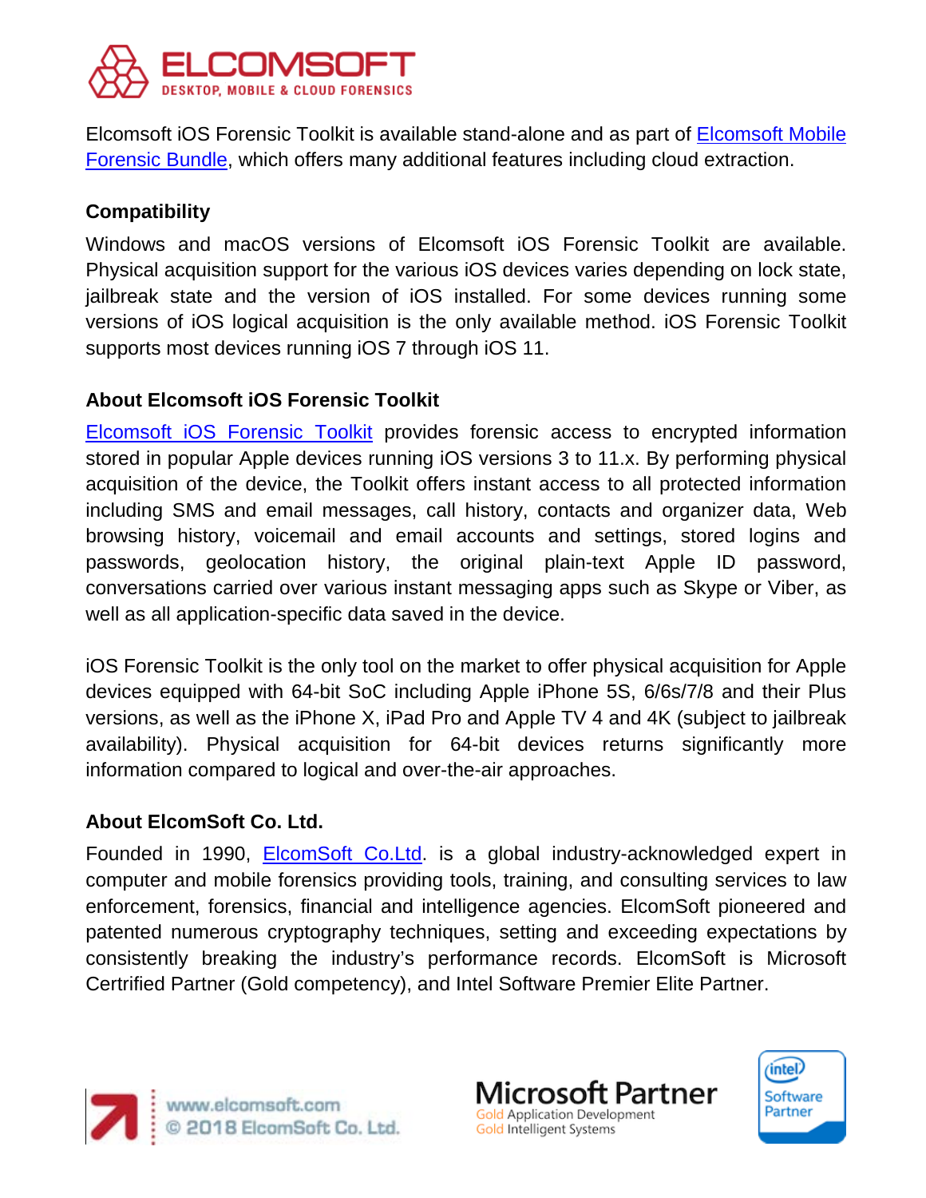Elcomsoft iOS Forensic Toolkit is available stand-alone and as part of Elcomsoft Mobile Forensic Bundle, which offers many additional features including cloud extraction.

## Compatibility

Windows and macOS versions of Elcomsoft iOS Forensic Toolkit are available. Physical acquisition support for the various iOS devices varies depending on lock state, jailbreak state and the version of iOS installed. For some devices running some versions of iOS logical acquisition is the only available method. iOS Forensic Toolkit supports most devices running iOS 7 through iOS 11.

## About Elcomsoft iOS Forensic Toolkit

Elcomsoft iOS Forensic Toolkit provides forensic access to encrypted information stored in popular Apple devices running iOS versions 3 to 11.x. By performing physical acquisition of the device, the Toolkit offers instant access to all protected information including SMS and email messages, call history, contacts and organizer data, Web browsing history, voicemail and email accounts and settings, stored logins and passwords, geolocation history, the original plain-text Apple ID password, conversations carried over various instant messaging apps such as Skype or Viber, as well as all application-specific data saved in the device.

iOS Forensic Toolkit is the only tool on the market to offer physical acquisition for Apple devices equipped with 64-bit SoC including Apple iPhone 5S, 6/6s/7/8 and their Plus versions, as well as the iPhone X, iPad Pro and Apple TV 4 and 4K (subject to jailbreak availability). Physical acquisition for 64-bit devices returns significantly more information compared to logical and over-the-air approaches.

## About ElcomSoft Co. Ltd.

Founded in 1990, ElcomSoft Co.Ltd. is a global industry-acknowledged expert in computer and mobile forensics providing tools, training, and consulting services to law enforcement, forensics, financial and intelligence agencies. ElcomSoft pioneered and patented numerous cryptography techniques, setting and exceeding expectations by consistently breaking the industry's performance records. ElcomSoft is Microsoft Certrified Partner (Gold competency), and Intel Software Premier Elite Partner.

www.elcomsoft.com
© 2018 ElcomSoft Co. Ltd.

Microsoft Partner
Gold Application Development
Gold Intelligent Systems

intel Software Partner